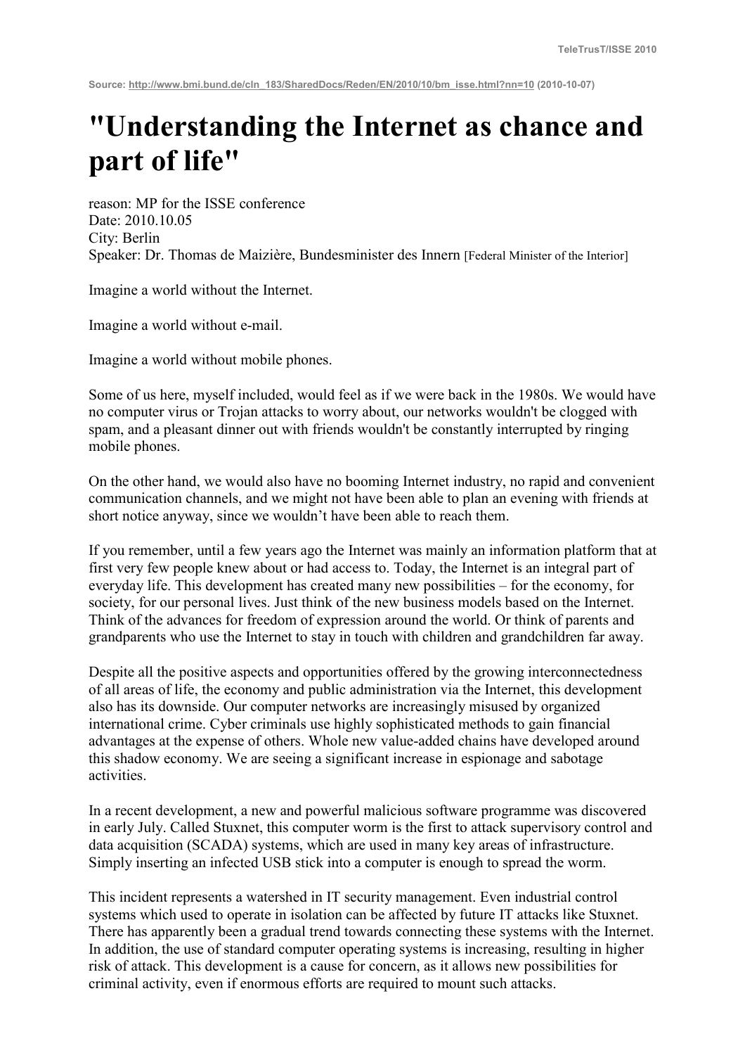Source: http://www.bmi.bund.de/cln_183/SharedDocs/Reden/EN/2010/10/bm_isse.html?nn=10 (2010-10-07)

# "Understanding the Internet as chance and part of life"

reason: MP for the ISSE conference
Date: 2010.10.05
City: Berlin
Speaker: Dr. Thomas de Maizière, Bundesminister des Innern [Federal Minister of the Interior]

Imagine a world without the Internet.

Imagine a world without e-mail.

Imagine a world without mobile phones.

Some of us here, myself included, would feel as if we were back in the 1980s. We would have no computer virus or Trojan attacks to worry about, our networks wouldn't be clogged with spam, and a pleasant dinner out with friends wouldn't be constantly interrupted by ringing mobile phones.

On the other hand, we would also have no booming Internet industry, no rapid and convenient communication channels, and we might not have been able to plan an evening with friends at short notice anyway, since we wouldn't have been able to reach them.

If you remember, until a few years ago the Internet was mainly an information platform that at first very few people knew about or had access to. Today, the Internet is an integral part of everyday life. This development has created many new possibilities – for the economy, for society, for our personal lives. Just think of the new business models based on the Internet. Think of the advances for freedom of expression around the world. Or think of parents and grandparents who use the Internet to stay in touch with children and grandchildren far away.

Despite all the positive aspects and opportunities offered by the growing interconnectedness of all areas of life, the economy and public administration via the Internet, this development also has its downside. Our computer networks are increasingly misused by organized international crime. Cyber criminals use highly sophisticated methods to gain financial advantages at the expense of others. Whole new value-added chains have developed around this shadow economy. We are seeing a significant increase in espionage and sabotage activities.

In a recent development, a new and powerful malicious software programme was discovered in early July. Called Stuxnet, this computer worm is the first to attack supervisory control and data acquisition (SCADA) systems, which are used in many key areas of infrastructure. Simply inserting an infected USB stick into a computer is enough to spread the worm.

This incident represents a watershed in IT security management. Even industrial control systems which used to operate in isolation can be affected by future IT attacks like Stuxnet. There has apparently been a gradual trend towards connecting these systems with the Internet. In addition, the use of standard computer operating systems is increasing, resulting in higher risk of attack. This development is a cause for concern, as it allows new possibilities for criminal activity, even if enormous efforts are required to mount such attacks.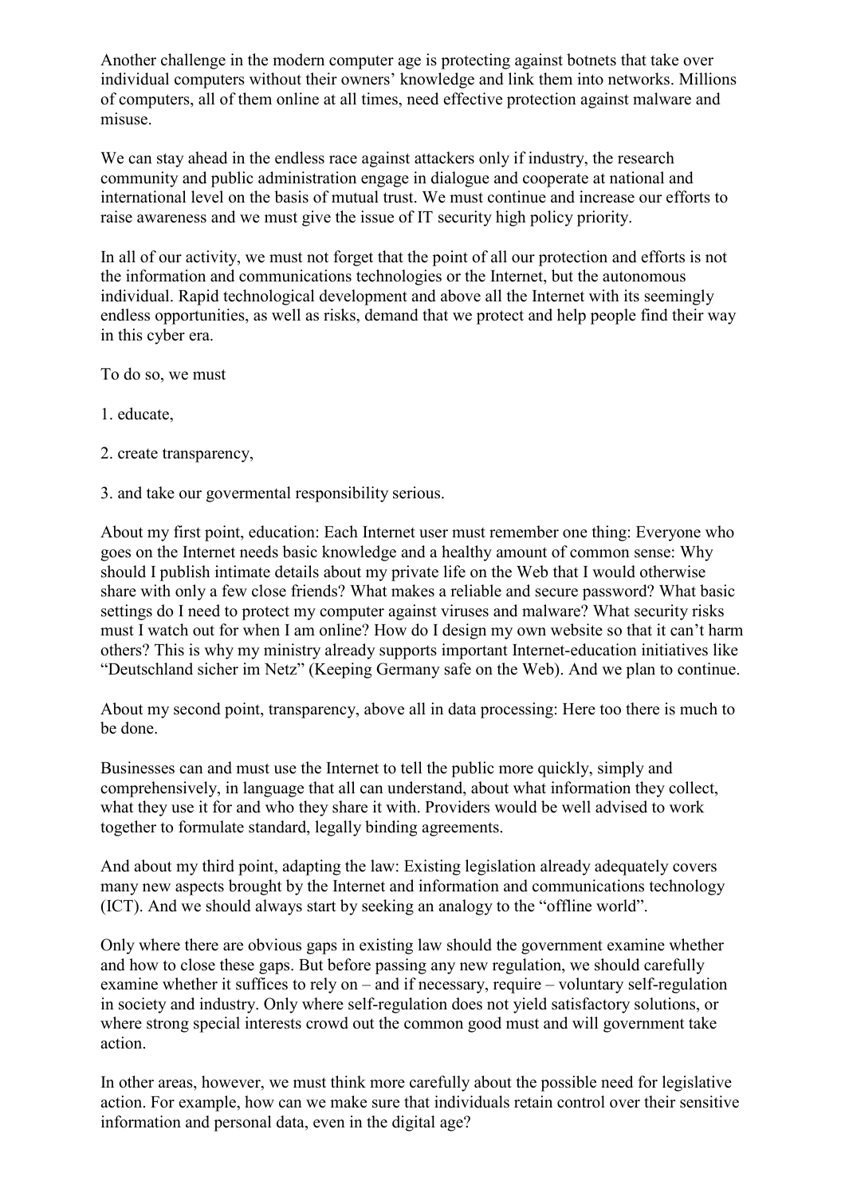Another challenge in the modern computer age is protecting against botnets that take over individual computers without their owners' knowledge and link them into networks. Millions of computers, all of them online at all times, need effective protection against malware and misuse.

We can stay ahead in the endless race against attackers only if industry, the research community and public administration engage in dialogue and cooperate at national and international level on the basis of mutual trust. We must continue and increase our efforts to raise awareness and we must give the issue of IT security high policy priority.

In all of our activity, we must not forget that the point of all our protection and efforts is not the information and communications technologies or the Internet, but the autonomous individual. Rapid technological development and above all the Internet with its seemingly endless opportunities, as well as risks, demand that we protect and help people find their way in this cyber era.

To do so, we must

1. educate,

2. create transparency,

3. and take our govermental responsibility serious.

About my first point, education: Each Internet user must remember one thing: Everyone who goes on the Internet needs basic knowledge and a healthy amount of common sense: Why should I publish intimate details about my private life on the Web that I would otherwise share with only a few close friends? What makes a reliable and secure password? What basic settings do I need to protect my computer against viruses and malware? What security risks must I watch out for when I am online? How do I design my own website so that it can't harm others? This is why my ministry already supports important Internet-education initiatives like "Deutschland sicher im Netz" (Keeping Germany safe on the Web). And we plan to continue.

About my second point, transparency, above all in data processing: Here too there is much to be done.

Businesses can and must use the Internet to tell the public more quickly, simply and comprehensively, in language that all can understand, about what information they collect, what they use it for and who they share it with. Providers would be well advised to work together to formulate standard, legally binding agreements.

And about my third point, adapting the law: Existing legislation already adequately covers many new aspects brought by the Internet and information and communications technology (ICT). And we should always start by seeking an analogy to the "offline world".

Only where there are obvious gaps in existing law should the government examine whether and how to close these gaps. But before passing any new regulation, we should carefully examine whether it suffices to rely on – and if necessary, require – voluntary self-regulation in society and industry. Only where self-regulation does not yield satisfactory solutions, or where strong special interests crowd out the common good must and will government take action.

In other areas, however, we must think more carefully about the possible need for legislative action. For example, how can we make sure that individuals retain control over their sensitive information and personal data, even in the digital age?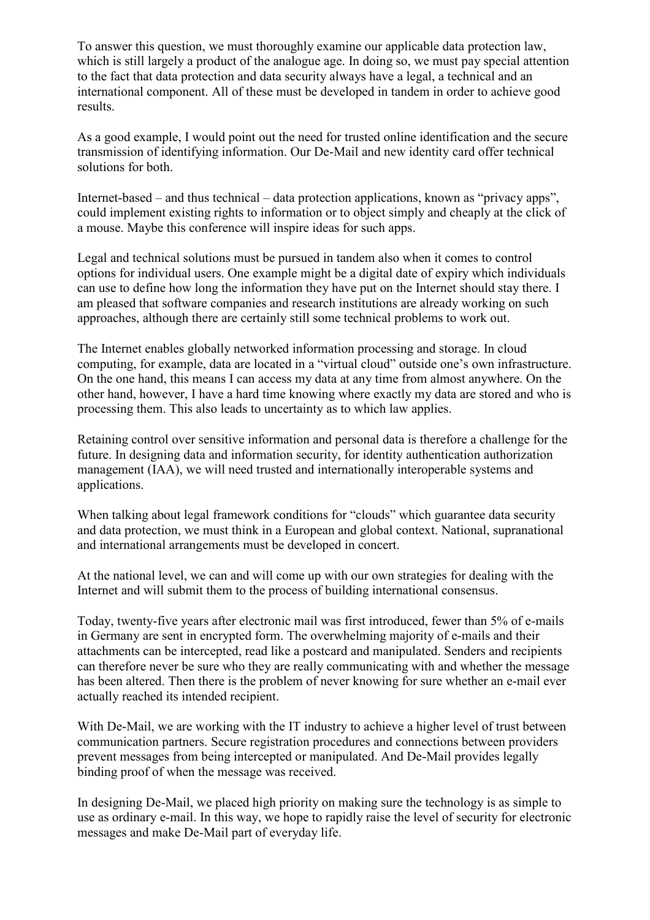To answer this question, we must thoroughly examine our applicable data protection law, which is still largely a product of the analogue age. In doing so, we must pay special attention to the fact that data protection and data security always have a legal, a technical and an international component. All of these must be developed in tandem in order to achieve good results.

As a good example, I would point out the need for trusted online identification and the secure transmission of identifying information. Our De-Mail and new identity card offer technical solutions for both.

Internet-based – and thus technical – data protection applications, known as "privacy apps", could implement existing rights to information or to object simply and cheaply at the click of a mouse. Maybe this conference will inspire ideas for such apps.

Legal and technical solutions must be pursued in tandem also when it comes to control options for individual users. One example might be a digital date of expiry which individuals can use to define how long the information they have put on the Internet should stay there. I am pleased that software companies and research institutions are already working on such approaches, although there are certainly still some technical problems to work out.

The Internet enables globally networked information processing and storage. In cloud computing, for example, data are located in a "virtual cloud" outside one's own infrastructure. On the one hand, this means I can access my data at any time from almost anywhere. On the other hand, however, I have a hard time knowing where exactly my data are stored and who is processing them. This also leads to uncertainty as to which law applies.

Retaining control over sensitive information and personal data is therefore a challenge for the future. In designing data and information security, for identity authentication authorization management (IAA), we will need trusted and internationally interoperable systems and applications.

When talking about legal framework conditions for "clouds" which guarantee data security and data protection, we must think in a European and global context. National, supranational and international arrangements must be developed in concert.

At the national level, we can and will come up with our own strategies for dealing with the Internet and will submit them to the process of building international consensus.

Today, twenty-five years after electronic mail was first introduced, fewer than 5% of e-mails in Germany are sent in encrypted form. The overwhelming majority of e-mails and their attachments can be intercepted, read like a postcard and manipulated. Senders and recipients can therefore never be sure who they are really communicating with and whether the message has been altered. Then there is the problem of never knowing for sure whether an e-mail ever actually reached its intended recipient.

With De-Mail, we are working with the IT industry to achieve a higher level of trust between communication partners. Secure registration procedures and connections between providers prevent messages from being intercepted or manipulated. And De-Mail provides legally binding proof of when the message was received.

In designing De-Mail, we placed high priority on making sure the technology is as simple to use as ordinary e-mail. In this way, we hope to rapidly raise the level of security for electronic messages and make De-Mail part of everyday life.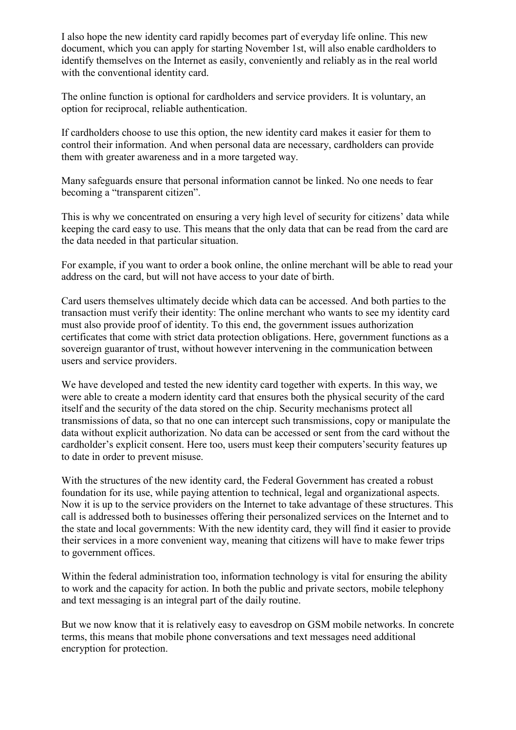I also hope the new identity card rapidly becomes part of everyday life online. This new document, which you can apply for starting November 1st, will also enable cardholders to identify themselves on the Internet as easily, conveniently and reliably as in the real world with the conventional identity card.

The online function is optional for cardholders and service providers. It is voluntary, an option for reciprocal, reliable authentication.

If cardholders choose to use this option, the new identity card makes it easier for them to control their information. And when personal data are necessary, cardholders can provide them with greater awareness and in a more targeted way.

Many safeguards ensure that personal information cannot be linked. No one needs to fear becoming a "transparent citizen".

This is why we concentrated on ensuring a very high level of security for citizens' data while keeping the card easy to use. This means that the only data that can be read from the card are the data needed in that particular situation.

For example, if you want to order a book online, the online merchant will be able to read your address on the card, but will not have access to your date of birth.

Card users themselves ultimately decide which data can be accessed. And both parties to the transaction must verify their identity: The online merchant who wants to see my identity card must also provide proof of identity. To this end, the government issues authorization certificates that come with strict data protection obligations. Here, government functions as a sovereign guarantor of trust, without however intervening in the communication between users and service providers.

We have developed and tested the new identity card together with experts. In this way, we were able to create a modern identity card that ensures both the physical security of the card itself and the security of the data stored on the chip. Security mechanisms protect all transmissions of data, so that no one can intercept such transmissions, copy or manipulate the data without explicit authorization. No data can be accessed or sent from the card without the cardholder's explicit consent. Here too, users must keep their computers'security features up to date in order to prevent misuse.

With the structures of the new identity card, the Federal Government has created a robust foundation for its use, while paying attention to technical, legal and organizational aspects. Now it is up to the service providers on the Internet to take advantage of these structures. This call is addressed both to businesses offering their personalized services on the Internet and to the state and local governments: With the new identity card, they will find it easier to provide their services in a more convenient way, meaning that citizens will have to make fewer trips to government offices.

Within the federal administration too, information technology is vital for ensuring the ability to work and the capacity for action. In both the public and private sectors, mobile telephony and text messaging is an integral part of the daily routine.

But we now know that it is relatively easy to eavesdrop on GSM mobile networks. In concrete terms, this means that mobile phone conversations and text messages need additional encryption for protection.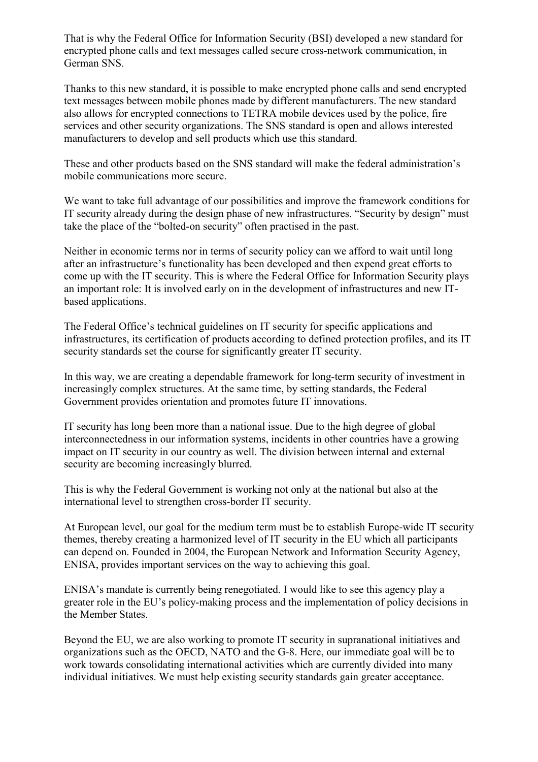That is why the Federal Office for Information Security (BSI) developed a new standard for encrypted phone calls and text messages called secure cross-network communication, in German SNS.

Thanks to this new standard, it is possible to make encrypted phone calls and send encrypted text messages between mobile phones made by different manufacturers. The new standard also allows for encrypted connections to TETRA mobile devices used by the police, fire services and other security organizations. The SNS standard is open and allows interested manufacturers to develop and sell products which use this standard.

These and other products based on the SNS standard will make the federal administration's mobile communications more secure.

We want to take full advantage of our possibilities and improve the framework conditions for IT security already during the design phase of new infrastructures. "Security by design" must take the place of the "bolted-on security" often practised in the past.

Neither in economic terms nor in terms of security policy can we afford to wait until long after an infrastructure's functionality has been developed and then expend great efforts to come up with the IT security. This is where the Federal Office for Information Security plays an important role: It is involved early on in the development of infrastructures and new IT-based applications.

The Federal Office's technical guidelines on IT security for specific applications and infrastructures, its certification of products according to defined protection profiles, and its IT security standards set the course for significantly greater IT security.

In this way, we are creating a dependable framework for long-term security of investment in increasingly complex structures. At the same time, by setting standards, the Federal Government provides orientation and promotes future IT innovations.

IT security has long been more than a national issue. Due to the high degree of global interconnectedness in our information systems, incidents in other countries have a growing impact on IT security in our country as well. The division between internal and external security are becoming increasingly blurred.

This is why the Federal Government is working not only at the national but also at the international level to strengthen cross-border IT security.

At European level, our goal for the medium term must be to establish Europe-wide IT security themes, thereby creating a harmonized level of IT security in the EU which all participants can depend on. Founded in 2004, the European Network and Information Security Agency, ENISA, provides important services on the way to achieving this goal.

ENISA's mandate is currently being renegotiated. I would like to see this agency play a greater role in the EU's policy-making process and the implementation of policy decisions in the Member States.

Beyond the EU, we are also working to promote IT security in supranational initiatives and organizations such as the OECD, NATO and the G-8. Here, our immediate goal will be to work towards consolidating international activities which are currently divided into many individual initiatives. We must help existing security standards gain greater acceptance.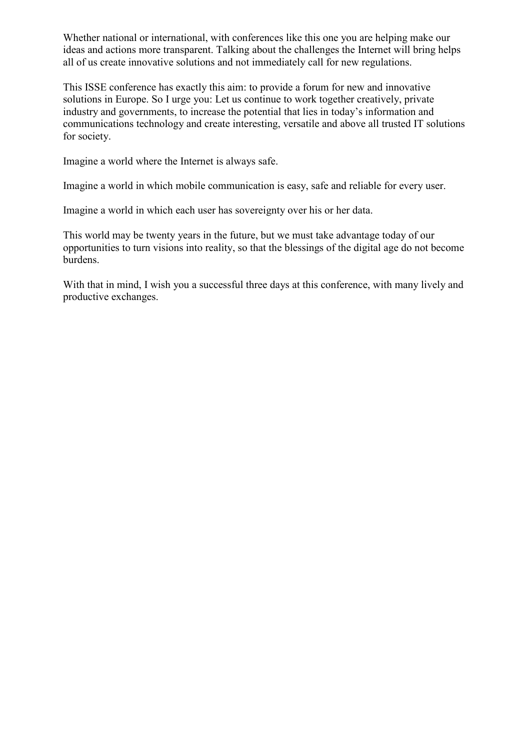Whether national or international, with conferences like this one you are helping make our ideas and actions more transparent. Talking about the challenges the Internet will bring helps all of us create innovative solutions and not immediately call for new regulations.

This ISSE conference has exactly this aim: to provide a forum for new and innovative solutions in Europe. So I urge you: Let us continue to work together creatively, private industry and governments, to increase the potential that lies in today's information and communications technology and create interesting, versatile and above all trusted IT solutions for society.

Imagine a world where the Internet is always safe.

Imagine a world in which mobile communication is easy, safe and reliable for every user.

Imagine a world in which each user has sovereignty over his or her data.

This world may be twenty years in the future, but we must take advantage today of our opportunities to turn visions into reality, so that the blessings of the digital age do not become burdens.

With that in mind, I wish you a successful three days at this conference, with many lively and productive exchanges.